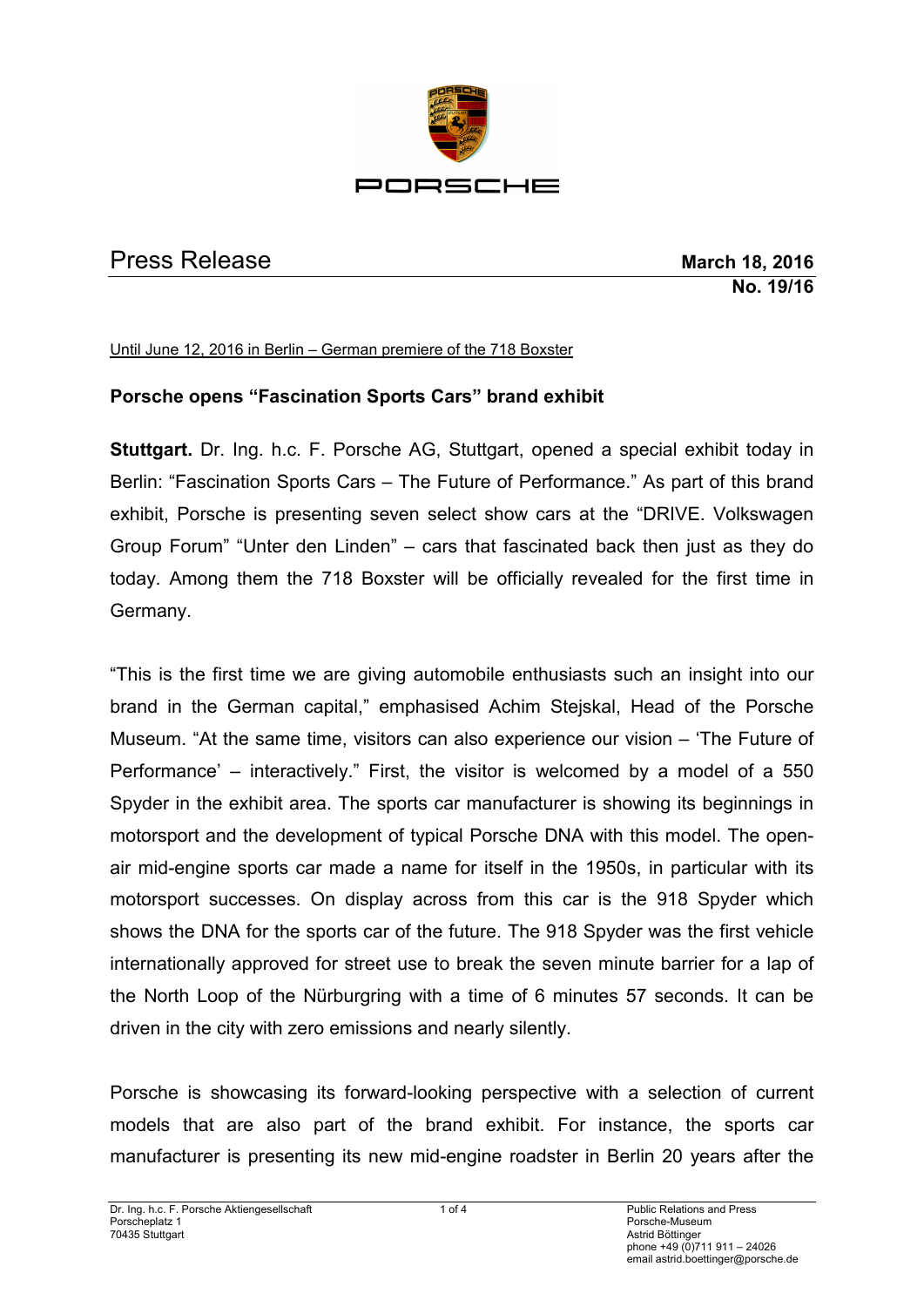PORSCHE

# Press Release

**March 18, 2016**
**No. 19/16**

Until June 12, 2016 in Berlin – German premiere of the 718 Boxster

## Porsche opens "Fascination Sports Cars" brand exhibit

**Stuttgart.** Dr. Ing. h.c. F. Porsche AG, Stuttgart, opened a special exhibit today in Berlin: "Fascination Sports Cars – The Future of Performance." As part of this brand exhibit, Porsche is presenting seven select show cars at the "DRIVE. Volkswagen Group Forum" "Unter den Linden" – cars that fascinated back then just as they do today. Among them the 718 Boxster will be officially revealed for the first time in Germany.

"This is the first time we are giving automobile enthusiasts such an insight into our brand in the German capital," emphasised Achim Stejskal, Head of the Porsche Museum. "At the same time, visitors can also experience our vision – 'The Future of Performance' – interactively." First, the visitor is welcomed by a model of a 550 Spyder in the exhibit area. The sports car manufacturer is showing its beginnings in motorsport and the development of typical Porsche DNA with this model. The open-air mid-engine sports car made a name for itself in the 1950s, in particular with its motorsport successes. On display across from this car is the 918 Spyder which shows the DNA for the sports car of the future. The 918 Spyder was the first vehicle internationally approved for street use to break the seven minute barrier for a lap of the North Loop of the Nürburgring with a time of 6 minutes 57 seconds. It can be driven in the city with zero emissions and nearly silently.

Porsche is showcasing its forward-looking perspective with a selection of current models that are also part of the brand exhibit. For instance, the sports car manufacturer is presenting its new mid-engine roadster in Berlin 20 years after the

Dr. Ing. h.c. F. Porsche Aktiengesellschaft
Porscheplatz 1
70435 Stuttgart

Public Relations and Press
Porsche-Museum
Astrid Böttinger
phone +49 (0)711 911 – 24026
email astrid.boettinger@porsche.de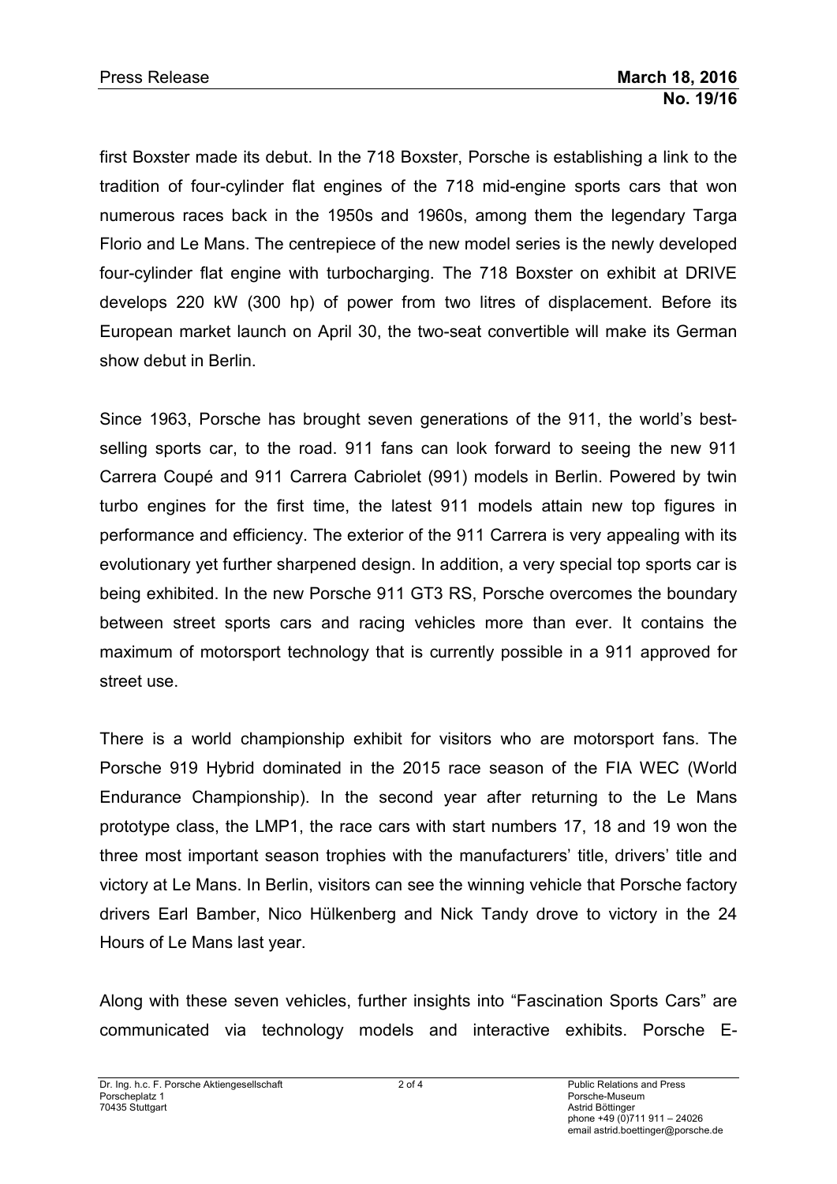first Boxster made its debut. In the 718 Boxster, Porsche is establishing a link to the tradition of four-cylinder flat engines of the 718 mid-engine sports cars that won numerous races back in the 1950s and 1960s, among them the legendary Targa Florio and Le Mans. The centrepiece of the new model series is the newly developed four-cylinder flat engine with turbocharging. The 718 Boxster on exhibit at DRIVE develops 220 kW (300 hp) of power from two litres of displacement. Before its European market launch on April 30, the two-seat convertible will make its German show debut in Berlin.

Since 1963, Porsche has brought seven generations of the 911, the world's best-selling sports car, to the road. 911 fans can look forward to seeing the new 911 Carrera Coupé and 911 Carrera Cabriolet (991) models in Berlin. Powered by twin turbo engines for the first time, the latest 911 models attain new top figures in performance and efficiency. The exterior of the 911 Carrera is very appealing with its evolutionary yet further sharpened design. In addition, a very special top sports car is being exhibited. In the new Porsche 911 GT3 RS, Porsche overcomes the boundary between street sports cars and racing vehicles more than ever. It contains the maximum of motorsport technology that is currently possible in a 911 approved for street use.

There is a world championship exhibit for visitors who are motorsport fans. The Porsche 919 Hybrid dominated in the 2015 race season of the FIA WEC (World Endurance Championship). In the second year after returning to the Le Mans prototype class, the LMP1, the race cars with start numbers 17, 18 and 19 won the three most important season trophies with the manufacturers' title, drivers' title and victory at Le Mans. In Berlin, visitors can see the winning vehicle that Porsche factory drivers Earl Bamber, Nico Hülkenberg and Nick Tandy drove to victory in the 24 Hours of Le Mans last year.

Along with these seven vehicles, further insights into "Fascination Sports Cars" are communicated via technology models and interactive exhibits. Porsche E-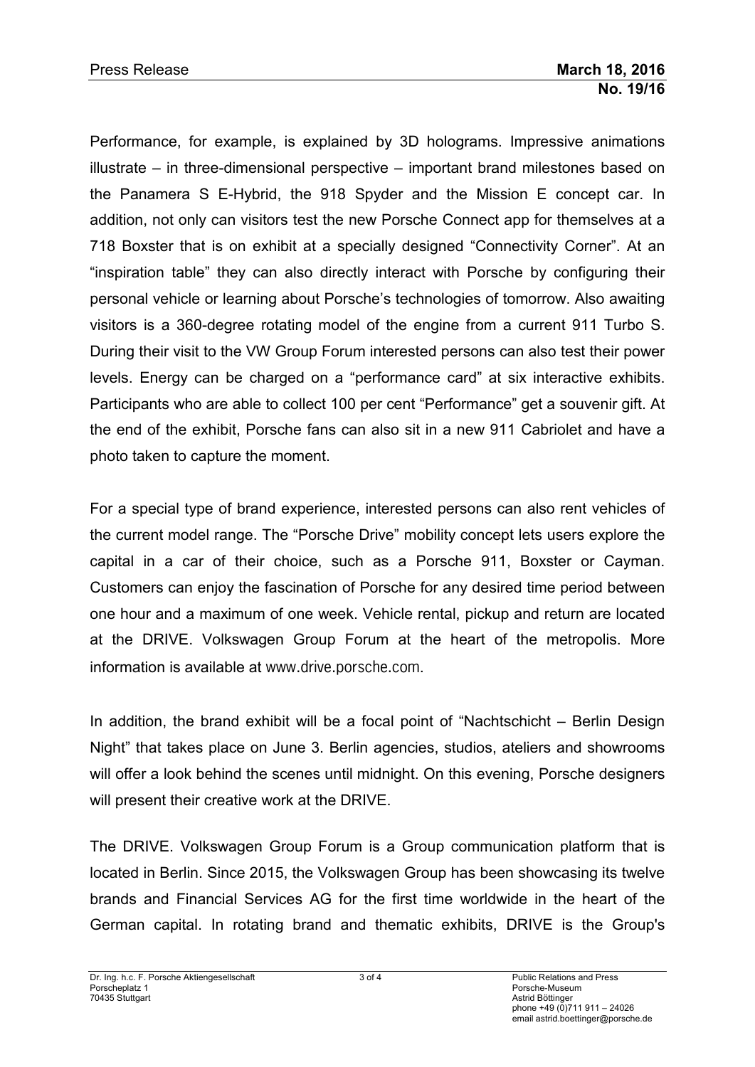Performance, for example, is explained by 3D holograms. Impressive animations illustrate – in three-dimensional perspective – important brand milestones based on the Panamera S E-Hybrid, the 918 Spyder and the Mission E concept car. In addition, not only can visitors test the new Porsche Connect app for themselves at a 718 Boxster that is on exhibit at a specially designed "Connectivity Corner". At an "inspiration table" they can also directly interact with Porsche by configuring their personal vehicle or learning about Porsche's technologies of tomorrow. Also awaiting visitors is a 360-degree rotating model of the engine from a current 911 Turbo S. During their visit to the VW Group Forum interested persons can also test their power levels. Energy can be charged on a "performance card" at six interactive exhibits. Participants who are able to collect 100 per cent "Performance" get a souvenir gift. At the end of the exhibit, Porsche fans can also sit in a new 911 Cabriolet and have a photo taken to capture the moment.

For a special type of brand experience, interested persons can also rent vehicles of the current model range. The "Porsche Drive" mobility concept lets users explore the capital in a car of their choice, such as a Porsche 911, Boxster or Cayman. Customers can enjoy the fascination of Porsche for any desired time period between one hour and a maximum of one week. Vehicle rental, pickup and return are located at the DRIVE. Volkswagen Group Forum at the heart of the metropolis. More information is available at www.drive.porsche.com.

In addition, the brand exhibit will be a focal point of "Nachtschicht – Berlin Design Night" that takes place on June 3. Berlin agencies, studios, ateliers and showrooms will offer a look behind the scenes until midnight. On this evening, Porsche designers will present their creative work at the DRIVE.

The DRIVE. Volkswagen Group Forum is a Group communication platform that is located in Berlin. Since 2015, the Volkswagen Group has been showcasing its twelve brands and Financial Services AG for the first time worldwide in the heart of the German capital. In rotating brand and thematic exhibits, DRIVE is the Group's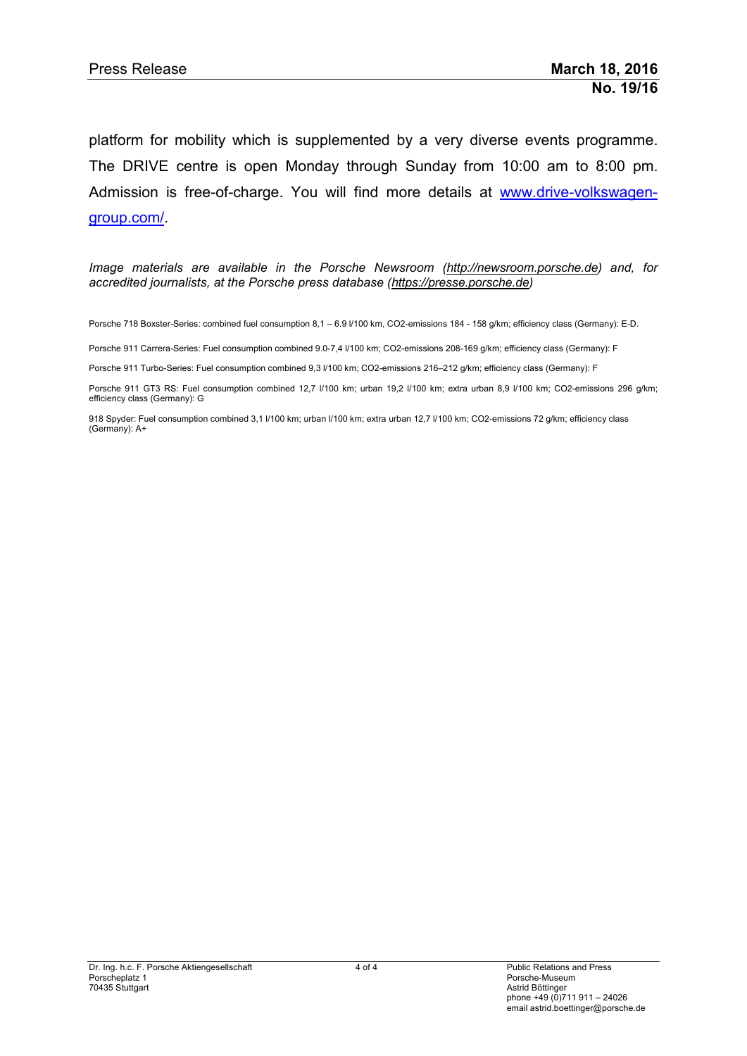platform for mobility which is supplemented by a very diverse events programme. The DRIVE centre is open Monday through Sunday from 10:00 am to 8:00 pm. Admission is free-of-charge. You will find more details at [www.drive-volkswagen-group.com/](http://www.drive-volkswagen-group.com/).

*Image materials are available in the Porsche Newsroom (http://newsroom.porsche.de) and, for accredited journalists, at the Porsche press database (https://presse.porsche.de)*

Porsche 718 Boxster-Series: combined fuel consumption 8,1 – 6.9 l/100 km, CO2-emissions 184 - 158 g/km; efficiency class (Germany): E-D.

Porsche 911 Carrera-Series: Fuel consumption combined 9.0-7,4 l/100 km; CO2-emissions 208-169 g/km; efficiency class (Germany): F

Porsche 911 Turbo-Series: Fuel consumption combined 9,3 l/100 km; CO2-emissions 216–212 g/km; efficiency class (Germany): F

Porsche 911 GT3 RS: Fuel consumption combined 12,7 l/100 km; urban 19,2 l/100 km; extra urban 8,9 l/100 km; CO2-emissions 296 g/km; efficiency class (Germany): G

918 Spyder: Fuel consumption combined 3,1 l/100 km; urban l/100 km; extra urban 12,7 l/100 km; CO2-emissions 72 g/km; efficiency class (Germany): A+

Dr. Ing. h.c. F. Porsche Aktiengesellschaft
Porscheplatz 1
70435 Stuttgart

Public Relations and Press
Porsche-Museum
Astrid Böttinger
phone +49 (0)711 911 – 24026
email astrid.boettinger@porsche.de